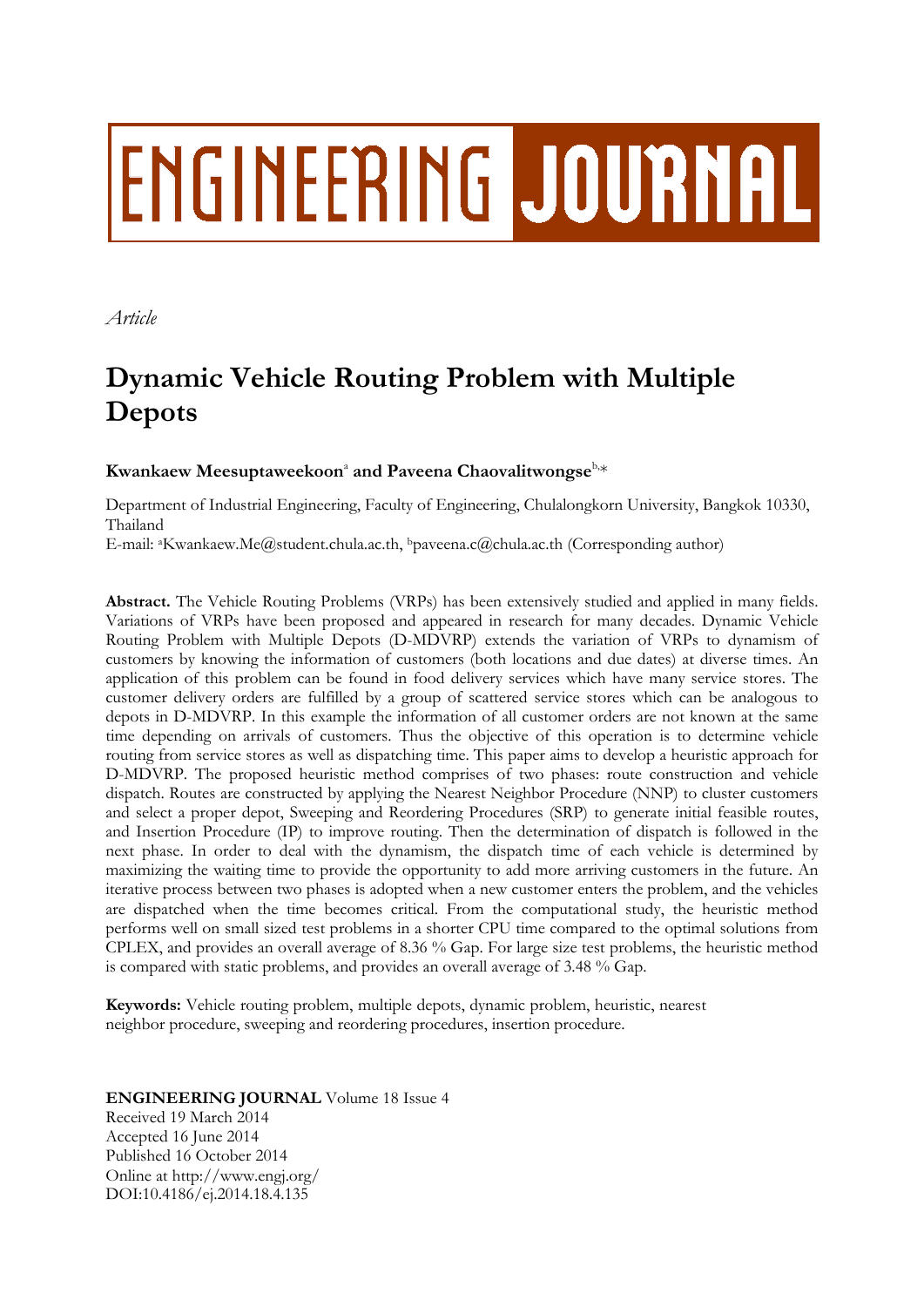ENGINEERING JOURNAL

*Article*

# Dynamic Vehicle Routing Problem with Multiple Depots

**Kwankaew Meesuptaweekoon**[a] **and Paveena Chaovalitwongse**[b,*]

Department of Industrial Engineering, Faculty of Engineering, Chulalongkorn University, Bangkok 10330, Thailand

E-mail: [a]Kwankaew.Me@student.chula.ac.th, [b]paveena.c@chula.ac.th (Corresponding author)

**Abstract.** The Vehicle Routing Problems (VRPs) has been extensively studied and applied in many fields. Variations of VRPs have been proposed and appeared in research for many decades. Dynamic Vehicle Routing Problem with Multiple Depots (D-MDVRP) extends the variation of VRPs to dynamism of customers by knowing the information of customers (both locations and due dates) at diverse times. An application of this problem can be found in food delivery services which have many service stores. The customer delivery orders are fulfilled by a group of scattered service stores which can be analogous to depots in D-MDVRP. In this example the information of all customer orders are not known at the same time depending on arrivals of customers. Thus the objective of this operation is to determine vehicle routing from service stores as well as dispatching time. This paper aims to develop a heuristic approach for D-MDVRP. The proposed heuristic method comprises of two phases: route construction and vehicle dispatch. Routes are constructed by applying the Nearest Neighbor Procedure (NNP) to cluster customers and select a proper depot, Sweeping and Reordering Procedures (SRP) to generate initial feasible routes, and Insertion Procedure (IP) to improve routing. Then the determination of dispatch is followed in the next phase. In order to deal with the dynamism, the dispatch time of each vehicle is determined by maximizing the waiting time to provide the opportunity to add more arriving customers in the future. An iterative process between two phases is adopted when a new customer enters the problem, and the vehicles are dispatched when the time becomes critical. From the computational study, the heuristic method performs well on small sized test problems in a shorter CPU time compared to the optimal solutions from CPLEX, and provides an overall average of 8.36 % Gap. For large size test problems, the heuristic method is compared with static problems, and provides an overall average of 3.48 % Gap.

**Keywords:** Vehicle routing problem, multiple depots, dynamic problem, heuristic, nearest neighbor procedure, sweeping and reordering procedures, insertion procedure.

**ENGINEERING JOURNAL** Volume 18 Issue 4
Received 19 March 2014
Accepted 16 June 2014
Published 16 October 2014
Online at http://www.engj.org/
DOI:10.4186/ej.2014.18.4.135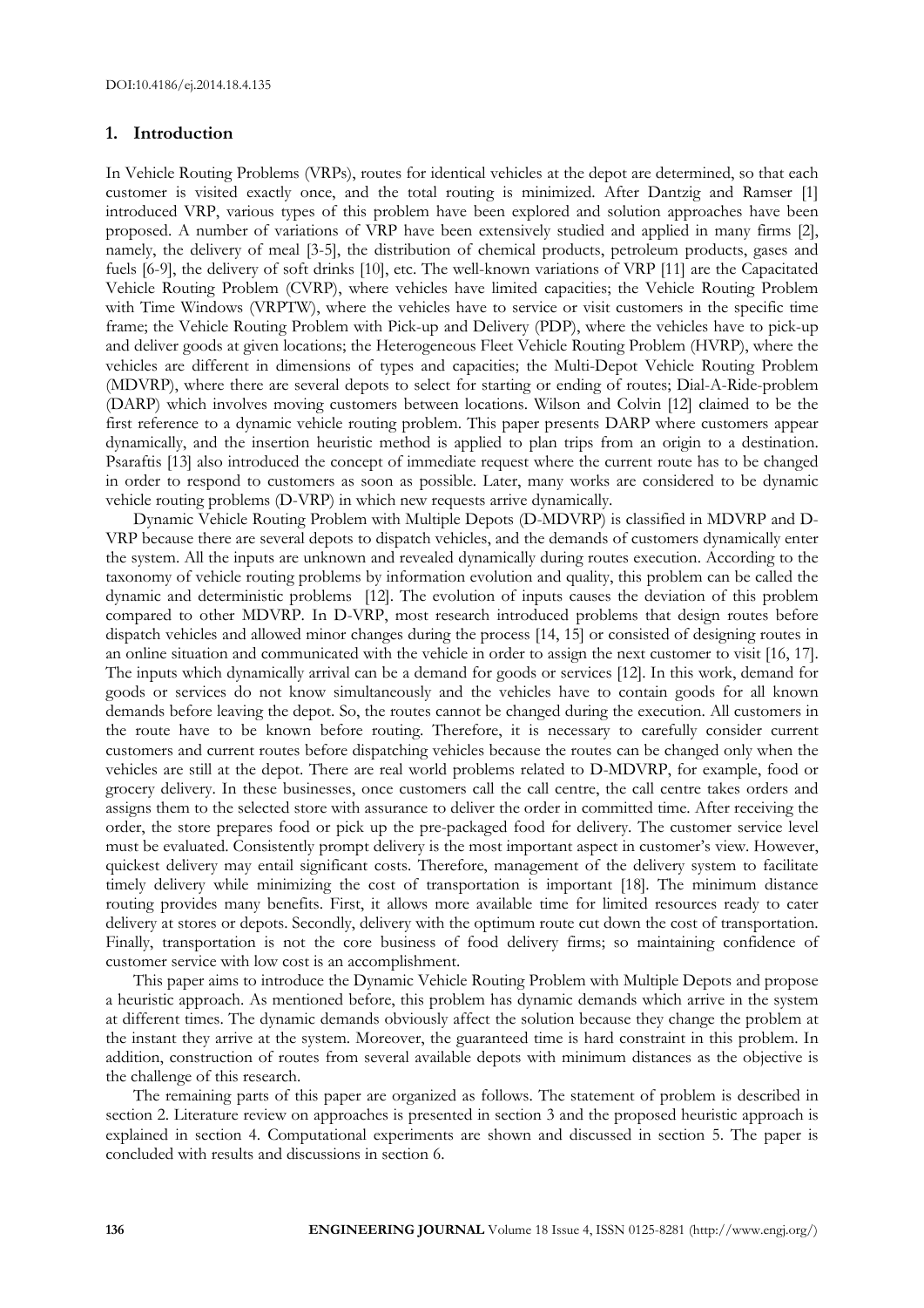## 1. Introduction

In Vehicle Routing Problems (VRPs), routes for identical vehicles at the depot are determined, so that each customer is visited exactly once, and the total routing is minimized. After Dantzig and Ramser [1] introduced VRP, various types of this problem have been explored and solution approaches have been proposed. A number of variations of VRP have been extensively studied and applied in many firms [2], namely, the delivery of meal [3-5], the distribution of chemical products, petroleum products, gases and fuels [6-9], the delivery of soft drinks [10], etc. The well-known variations of VRP [11] are the Capacitated Vehicle Routing Problem (CVRP), where vehicles have limited capacities; the Vehicle Routing Problem with Time Windows (VRPTW), where the vehicles have to service or visit customers in the specific time frame; the Vehicle Routing Problem with Pick-up and Delivery (PDP), where the vehicles have to pick-up and deliver goods at given locations; the Heterogeneous Fleet Vehicle Routing Problem (HVRP), where the vehicles are different in dimensions of types and capacities; the Multi-Depot Vehicle Routing Problem (MDVRP), where there are several depots to select for starting or ending of routes; Dial-A-Ride-problem (DARP) which involves moving customers between locations. Wilson and Colvin [12] claimed to be the first reference to a dynamic vehicle routing problem. This paper presents DARP where customers appear dynamically, and the insertion heuristic method is applied to plan trips from an origin to a destination. Psaraftis [13] also introduced the concept of immediate request where the current route has to be changed in order to respond to customers as soon as possible. Later, many works are considered to be dynamic vehicle routing problems (D-VRP) in which new requests arrive dynamically.

Dynamic Vehicle Routing Problem with Multiple Depots (D-MDVRP) is classified in MDVRP and D-VRP because there are several depots to dispatch vehicles, and the demands of customers dynamically enter the system. All the inputs are unknown and revealed dynamically during routes execution. According to the taxonomy of vehicle routing problems by information evolution and quality, this problem can be called the dynamic and deterministic problems [12]. The evolution of inputs causes the deviation of this problem compared to other MDVRP. In D-VRP, most research introduced problems that design routes before dispatch vehicles and allowed minor changes during the process [14, 15] or consisted of designing routes in an online situation and communicated with the vehicle in order to assign the next customer to visit [16, 17]. The inputs which dynamically arrival can be a demand for goods or services [12]. In this work, demand for goods or services do not know simultaneously and the vehicles have to contain goods for all known demands before leaving the depot. So, the routes cannot be changed during the execution. All customers in the route have to be known before routing. Therefore, it is necessary to carefully consider current customers and current routes before dispatching vehicles because the routes can be changed only when the vehicles are still at the depot. There are real world problems related to D-MDVRP, for example, food or grocery delivery. In these businesses, once customers call the call centre, the call centre takes orders and assigns them to the selected store with assurance to deliver the order in committed time. After receiving the order, the store prepares food or pick up the pre-packaged food for delivery. The customer service level must be evaluated. Consistently prompt delivery is the most important aspect in customer's view. However, quickest delivery may entail significant costs. Therefore, management of the delivery system to facilitate timely delivery while minimizing the cost of transportation is important [18]. The minimum distance routing provides many benefits. First, it allows more available time for limited resources ready to cater delivery at stores or depots. Secondly, delivery with the optimum route cut down the cost of transportation. Finally, transportation is not the core business of food delivery firms; so maintaining confidence of customer service with low cost is an accomplishment.

This paper aims to introduce the Dynamic Vehicle Routing Problem with Multiple Depots and propose a heuristic approach. As mentioned before, this problem has dynamic demands which arrive in the system at different times. The dynamic demands obviously affect the solution because they change the problem at the instant they arrive at the system. Moreover, the guaranteed time is hard constraint in this problem. In addition, construction of routes from several available depots with minimum distances as the objective is the challenge of this research.

The remaining parts of this paper are organized as follows. The statement of problem is described in section 2. Literature review on approaches is presented in section 3 and the proposed heuristic approach is explained in section 4. Computational experiments are shown and discussed in section 5. The paper is concluded with results and discussions in section 6.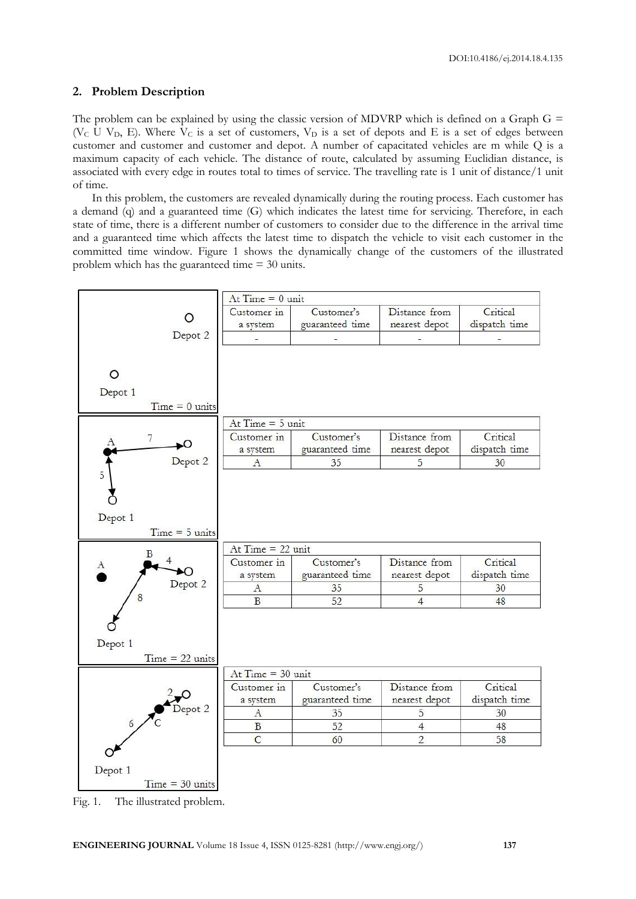## 2. Problem Description

The problem can be explained by using the classic version of MDVRP which is defined on a Graph G = ($V_C$ U $V_D$, E). Where $V_C$ is a set of customers, $V_D$ is a set of depots and E is a set of edges between customer and customer and customer and depot. A number of capacitated vehicles are m while Q is a maximum capacity of each vehicle. The distance of route, calculated by assuming Euclidian distance, is associated with every edge in routes total to times of service. The travelling rate is 1 unit of distance/1 unit of time.

In this problem, the customers are revealed dynamically during the routing process. Each customer has a demand (q) and a guaranteed time (G) which indicates the latest time for servicing. Therefore, in each state of time, there is a different number of customers to consider due to the difference in the arrival time and a guaranteed time which affects the latest time to dispatch the vehicle to visit each customer in the committed time window. Figure 1 shows the dynamically change of the customers of the illustrated problem which has the guaranteed time = 30 units.

Depot 2

Depot 1

Time = 0 units

| At Time = 0 unit | | | |
|---|---|---|---|
| Customer in a system | Customer's guaranteed time | Distance from nearest depot | Critical dispatch time |
| - | - | - | - |

A

7

5

Depot 2

Depot 1

Time = 5 units

| At Time = 5 unit | | | |
|---|---|---|---|
| Customer in a system | Customer's guaranteed time | Distance from nearest depot | Critical dispatch time |
| A | 35 | 5 | 30 |

A

B

4

8

Depot 2

Depot 1

Time = 22 units

| At Time = 22 unit | | | |
|---|---|---|---|
| Customer in a system | Customer's guaranteed time | Distance from nearest depot | Critical dispatch time |
| A | 35 | 5 | 30 |
| B | 52 | 4 | 48 |

2

6

C

Depot 2

Depot 1

Time = 30 units

| At Time = 30 unit | | | |
|---|---|---|---|
| Customer in a system | Customer's guaranteed time | Distance from nearest depot | Critical dispatch time |
| A | 35 | 5 | 30 |
| B | 52 | 4 | 48 |
| C | 60 | 2 | 58 |

Fig. 1. The illustrated problem.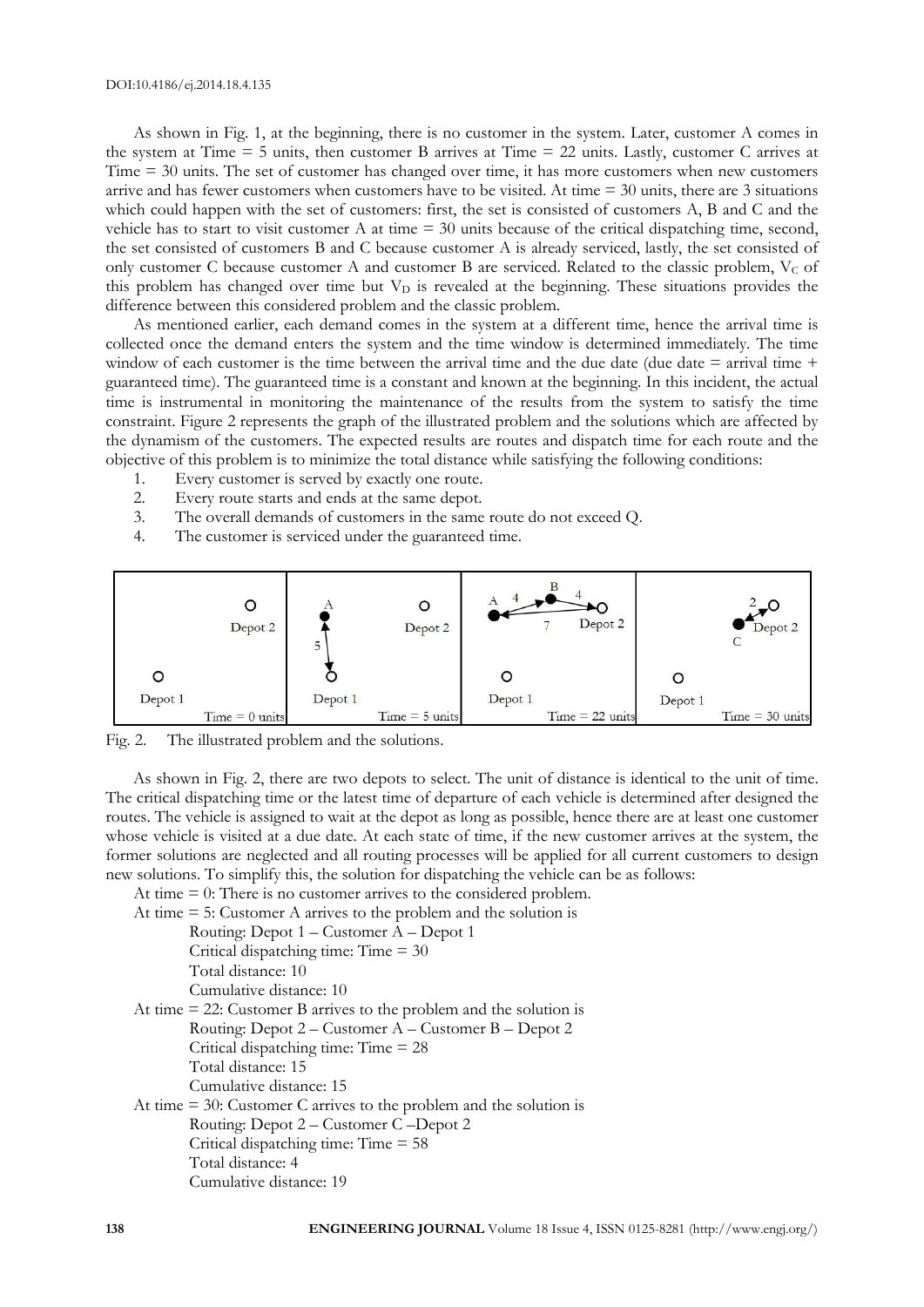As shown in Fig. 1, at the beginning, there is no customer in the system. Later, customer A comes in the system at Time = 5 units, then customer B arrives at Time = 22 units. Lastly, customer C arrives at Time = 30 units. The set of customer has changed over time, it has more customers when new customers arrive and has fewer customers when customers have to be visited. At time = 30 units, there are 3 situations which could happen with the set of customers: first, the set is consisted of customers A, B and C and the vehicle has to start to visit customer A at time = 30 units because of the critical dispatching time, second, the set consisted of customers B and C because customer A is already serviced, lastly, the set consisted of only customer C because customer A and customer B are serviced. Related to the classic problem, $V_C$ of this problem has changed over time but $V_D$ is revealed at the beginning. These situations provides the difference between this considered problem and the classic problem.

As mentioned earlier, each demand comes in the system at a different time, hence the arrival time is collected once the demand enters the system and the time window is determined immediately. The time window of each customer is the time between the arrival time and the due date (due date = arrival time + guaranteed time). The guaranteed time is a constant and known at the beginning. In this incident, the actual time is instrumental in monitoring the maintenance of the results from the system to satisfy the time constraint. Figure 2 represents the graph of the illustrated problem and the solutions which are affected by the dynamism of the customers. The expected results are routes and dispatch time for each route and the objective of this problem is to minimize the total distance while satisfying the following conditions:

1. Every customer is served by exactly one route.
2. Every route starts and ends at the same depot.
3. The overall demands of customers in the same route do not exceed Q.
4. The customer is serviced under the guaranteed time.

Depot 1
Depot 2
Time = 0 units
A
5
Depot 1
Depot 2
Time = 5 units
A
4
B
4
7
Depot 1
Depot 2
Time = 22 units
2
C
Depot 1
Depot 2
Time = 30 units

Fig. 2. The illustrated problem and the solutions.

As shown in Fig. 2, there are two depots to select. The unit of distance is identical to the unit of time. The critical dispatching time or the latest time of departure of each vehicle is determined after designed the routes. The vehicle is assigned to wait at the depot as long as possible, hence there are at least one customer whose vehicle is visited at a due date. At each state of time, if the new customer arrives at the system, the former solutions are neglected and all routing processes will be applied for all current customers to design new solutions. To simplify this, the solution for dispatching the vehicle can be as follows:

At time = 0: There is no customer arrives to the considered problem.

At time = 5: Customer A arrives to the problem and the solution is

Routing: Depot 1 – Customer A – Depot 1
Critical dispatching time: Time = 30
Total distance: 10
Cumulative distance: 10

At time = 22: Customer B arrives to the problem and the solution is

Routing: Depot 2 – Customer A – Customer B – Depot 2
Critical dispatching time: Time = 28
Total distance: 15
Cumulative distance: 15

At time = 30: Customer C arrives to the problem and the solution is

Routing: Depot 2 – Customer C –Depot 2
Critical dispatching time: Time = 58
Total distance: 4
Cumulative distance: 19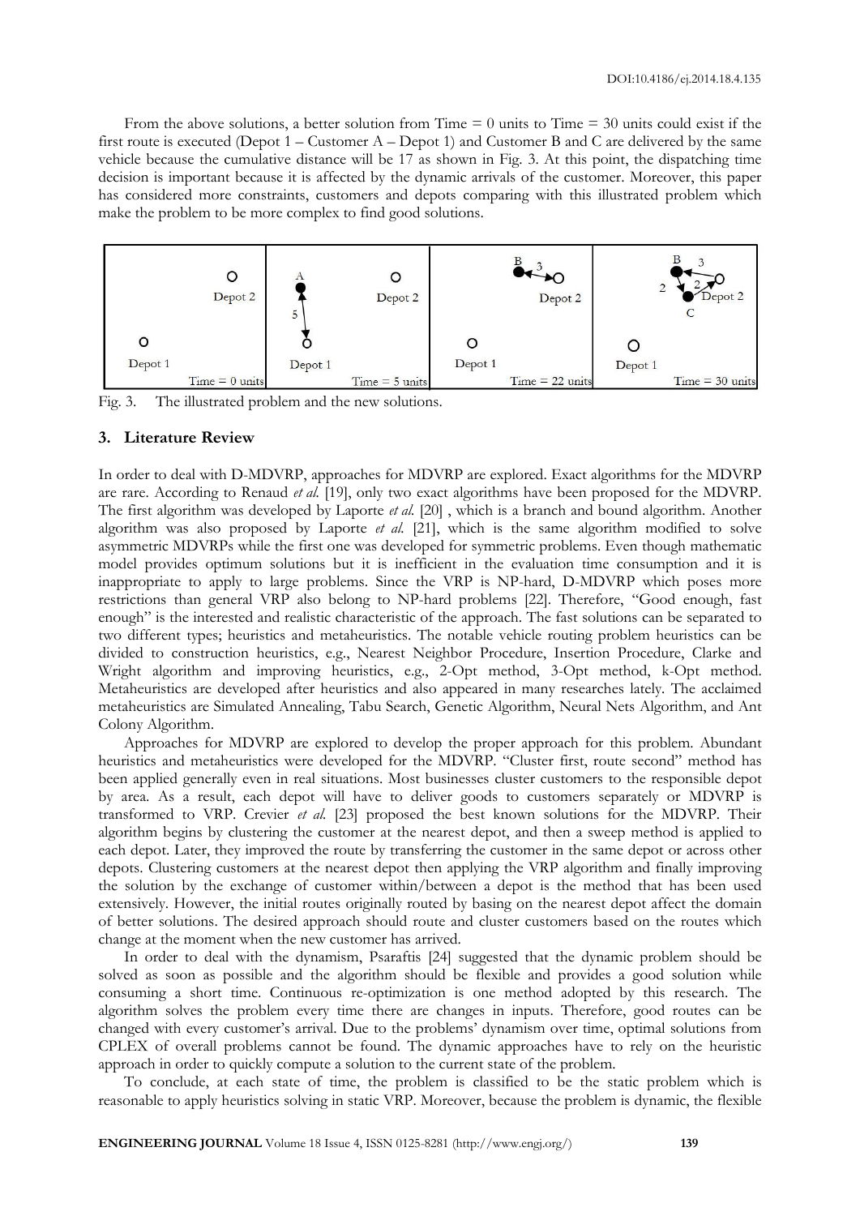From the above solutions, a better solution from Time = 0 units to Time = 30 units could exist if the first route is executed (Depot 1 – Customer A – Depot 1) and Customer B and C are delivered by the same vehicle because the cumulative distance will be 17 as shown in Fig. 3. At this point, the dispatching time decision is important because it is affected by the dynamic arrivals of the customer. Moreover, this paper has considered more constraints, customers and depots comparing with this illustrated problem which make the problem to be more complex to find good solutions.

Depot 2
Depot 1
Time = 0 units
A
5
Depot 2
Depot 1
Time = 5 units
B
3
Depot 2
Depot 1
Time = 22 units
B
3
2
2
Depot 2
C
Depot 1
Time = 30 units

Fig. 3. The illustrated problem and the new solutions.

## 3. Literature Review

In order to deal with D-MDVRP, approaches for MDVRP are explored. Exact algorithms for the MDVRP are rare. According to Renaud *et al.* [19], only two exact algorithms have been proposed for the MDVRP. The first algorithm was developed by Laporte *et al.* [20] , which is a branch and bound algorithm. Another algorithm was also proposed by Laporte *et al.* [21], which is the same algorithm modified to solve asymmetric MDVRPs while the first one was developed for symmetric problems. Even though mathematic model provides optimum solutions but it is inefficient in the evaluation time consumption and it is inappropriate to apply to large problems. Since the VRP is NP-hard, D-MDVRP which poses more restrictions than general VRP also belong to NP-hard problems [22]. Therefore, "Good enough, fast enough" is the interested and realistic characteristic of the approach. The fast solutions can be separated to two different types; heuristics and metaheuristics. The notable vehicle routing problem heuristics can be divided to construction heuristics, e.g., Nearest Neighbor Procedure, Insertion Procedure, Clarke and Wright algorithm and improving heuristics, e.g., 2-Opt method, 3-Opt method, k-Opt method. Metaheuristics are developed after heuristics and also appeared in many researches lately. The acclaimed metaheuristics are Simulated Annealing, Tabu Search, Genetic Algorithm, Neural Nets Algorithm, and Ant Colony Algorithm.

Approaches for MDVRP are explored to develop the proper approach for this problem. Abundant heuristics and metaheuristics were developed for the MDVRP. "Cluster first, route second" method has been applied generally even in real situations. Most businesses cluster customers to the responsible depot by area. As a result, each depot will have to deliver goods to customers separately or MDVRP is transformed to VRP. Crevier *et al.* [23] proposed the best known solutions for the MDVRP. Their algorithm begins by clustering the customer at the nearest depot, and then a sweep method is applied to each depot. Later, they improved the route by transferring the customer in the same depot or across other depots. Clustering customers at the nearest depot then applying the VRP algorithm and finally improving the solution by the exchange of customer within/between a depot is the method that has been used extensively. However, the initial routes originally routed by basing on the nearest depot affect the domain of better solutions. The desired approach should route and cluster customers based on the routes which change at the moment when the new customer has arrived.

In order to deal with the dynamism, Psaraftis [24] suggested that the dynamic problem should be solved as soon as possible and the algorithm should be flexible and provides a good solution while consuming a short time. Continuous re-optimization is one method adopted by this research. The algorithm solves the problem every time there are changes in inputs. Therefore, good routes can be changed with every customer's arrival. Due to the problems' dynamism over time, optimal solutions from CPLEX of overall problems cannot be found. The dynamic approaches have to rely on the heuristic approach in order to quickly compute a solution to the current state of the problem.

To conclude, at each state of time, the problem is classified to be the static problem which is reasonable to apply heuristics solving in static VRP. Moreover, because the problem is dynamic, the flexible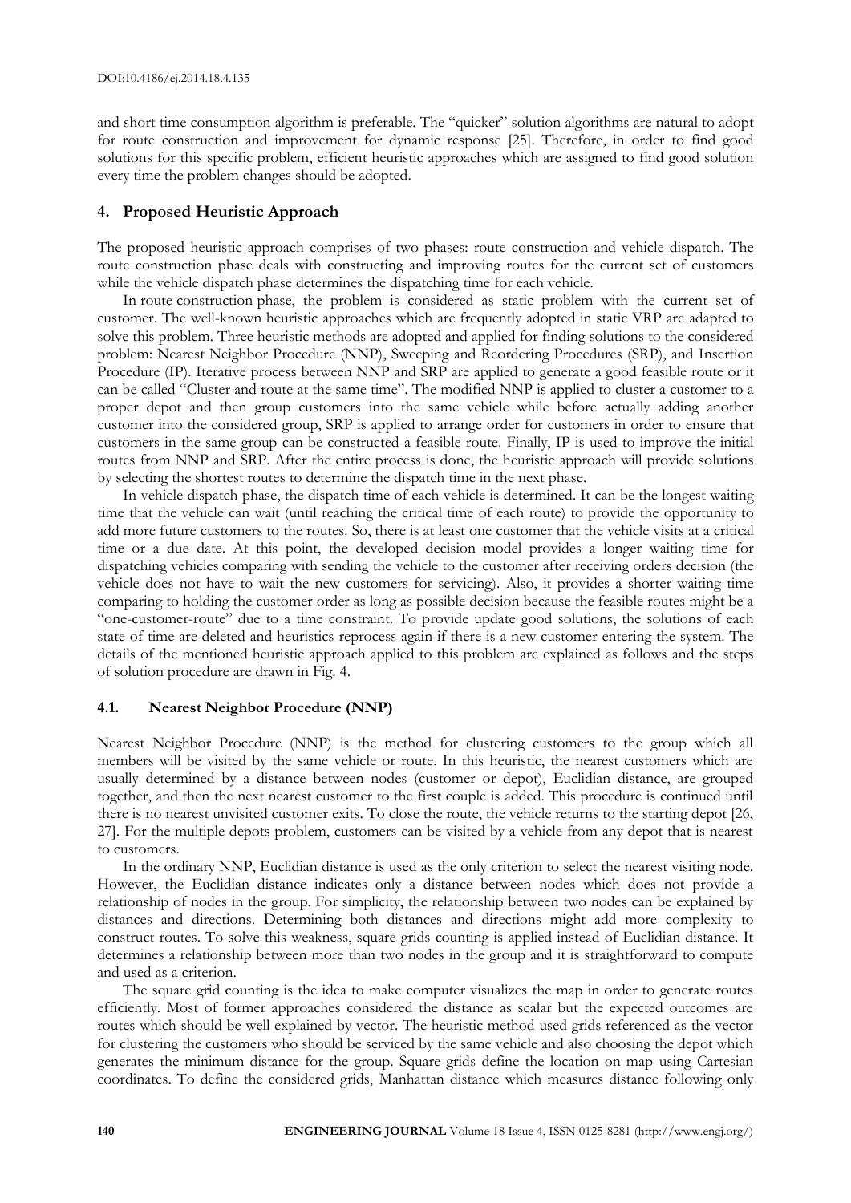and short time consumption algorithm is preferable. The "quicker" solution algorithms are natural to adopt for route construction and improvement for dynamic response [25]. Therefore, in order to find good solutions for this specific problem, efficient heuristic approaches which are assigned to find good solution every time the problem changes should be adopted.

## 4. Proposed Heuristic Approach

The proposed heuristic approach comprises of two phases: route construction and vehicle dispatch. The route construction phase deals with constructing and improving routes for the current set of customers while the vehicle dispatch phase determines the dispatching time for each vehicle.

In route construction phase, the problem is considered as static problem with the current set of customer. The well-known heuristic approaches which are frequently adopted in static VRP are adapted to solve this problem. Three heuristic methods are adopted and applied for finding solutions to the considered problem: Nearest Neighbor Procedure (NNP), Sweeping and Reordering Procedures (SRP), and Insertion Procedure (IP). Iterative process between NNP and SRP are applied to generate a good feasible route or it can be called "Cluster and route at the same time". The modified NNP is applied to cluster a customer to a proper depot and then group customers into the same vehicle while before actually adding another customer into the considered group, SRP is applied to arrange order for customers in order to ensure that customers in the same group can be constructed a feasible route. Finally, IP is used to improve the initial routes from NNP and SRP. After the entire process is done, the heuristic approach will provide solutions by selecting the shortest routes to determine the dispatch time in the next phase.

In vehicle dispatch phase, the dispatch time of each vehicle is determined. It can be the longest waiting time that the vehicle can wait (until reaching the critical time of each route) to provide the opportunity to add more future customers to the routes. So, there is at least one customer that the vehicle visits at a critical time or a due date. At this point, the developed decision model provides a longer waiting time for dispatching vehicles comparing with sending the vehicle to the customer after receiving orders decision (the vehicle does not have to wait the new customers for servicing). Also, it provides a shorter waiting time comparing to holding the customer order as long as possible decision because the feasible routes might be a "one-customer-route" due to a time constraint. To provide update good solutions, the solutions of each state of time are deleted and heuristics reprocess again if there is a new customer entering the system. The details of the mentioned heuristic approach applied to this problem are explained as follows and the steps of solution procedure are drawn in Fig. 4.

### 4.1. Nearest Neighbor Procedure (NNP)

Nearest Neighbor Procedure (NNP) is the method for clustering customers to the group which all members will be visited by the same vehicle or route. In this heuristic, the nearest customers which are usually determined by a distance between nodes (customer or depot), Euclidian distance, are grouped together, and then the next nearest customer to the first couple is added. This procedure is continued until there is no nearest unvisited customer exits. To close the route, the vehicle returns to the starting depot [26, 27]. For the multiple depots problem, customers can be visited by a vehicle from any depot that is nearest to customers.

In the ordinary NNP, Euclidian distance is used as the only criterion to select the nearest visiting node. However, the Euclidian distance indicates only a distance between nodes which does not provide a relationship of nodes in the group. For simplicity, the relationship between two nodes can be explained by distances and directions. Determining both distances and directions might add more complexity to construct routes. To solve this weakness, square grids counting is applied instead of Euclidian distance. It determines a relationship between more than two nodes in the group and it is straightforward to compute and used as a criterion.

The square grid counting is the idea to make computer visualizes the map in order to generate routes efficiently. Most of former approaches considered the distance as scalar but the expected outcomes are routes which should be well explained by vector. The heuristic method used grids referenced as the vector for clustering the customers who should be serviced by the same vehicle and also choosing the depot which generates the minimum distance for the group. Square grids define the location on map using Cartesian coordinates. To define the considered grids, Manhattan distance which measures distance following only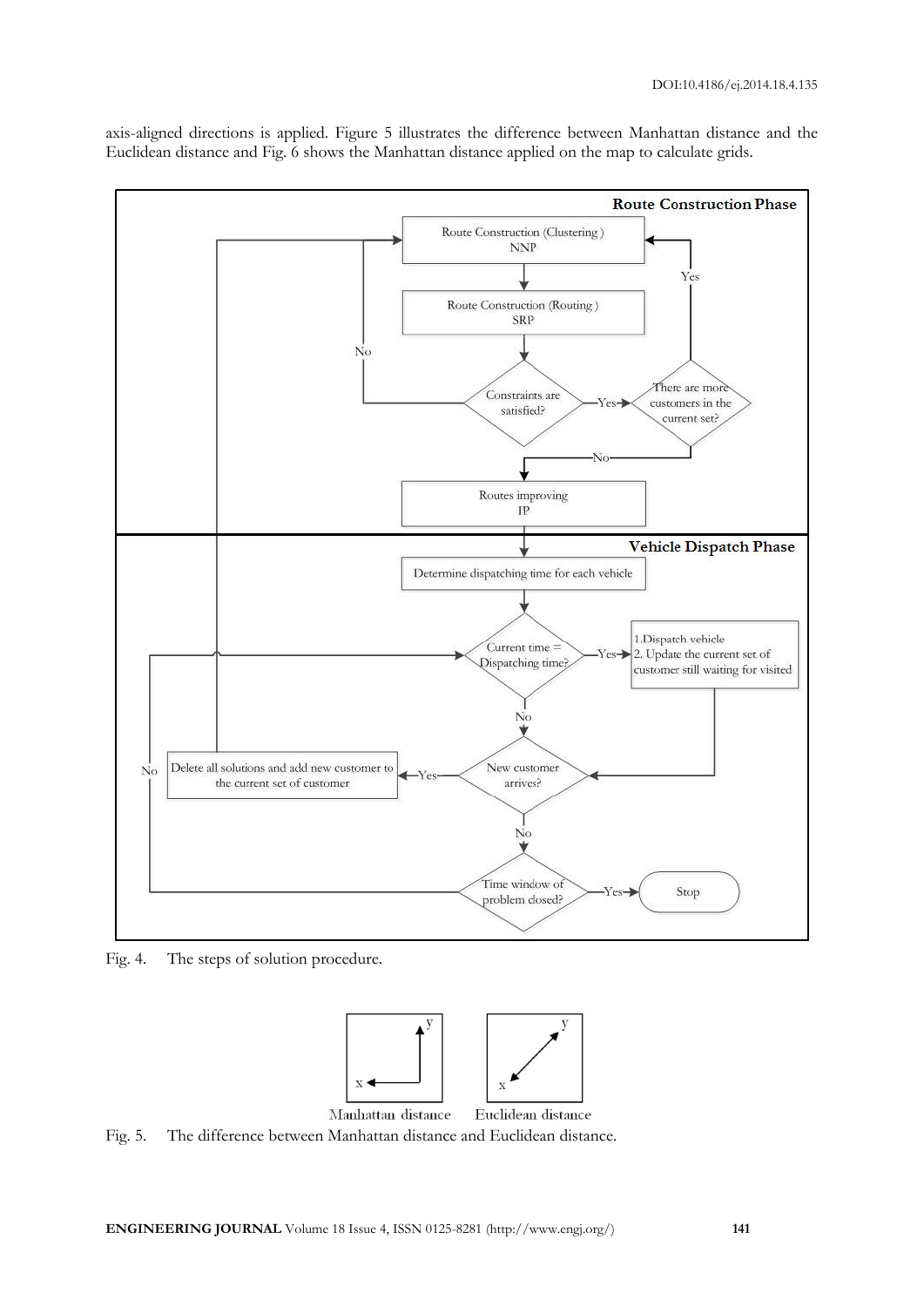axis-aligned directions is applied. Figure 5 illustrates the difference between Manhattan distance and the Euclidean distance and Fig. 6 shows the Manhattan distance applied on the map to calculate grids.

Route Construction Phase

Route Construction (Clustering)
NNP

Route Construction (Routing)
SRP

Constraints are satisfied?

There are more customers in the current set?

Yes

No

Routes improving
IP

Vehicle Dispatch Phase

Determine dispatching time for each vehicle

Current time = Dispatching time?

1.Dispatch vehicle
2. Update the current set of customer still waiting for visited

New customer arrives?

Delete all solutions and add new customer to the current set of customer

Time window of problem closed?

Stop

Fig. 4. The steps of solution procedure.

Manhattan distance

Euclidean distance

Fig. 5. The difference between Manhattan distance and Euclidean distance.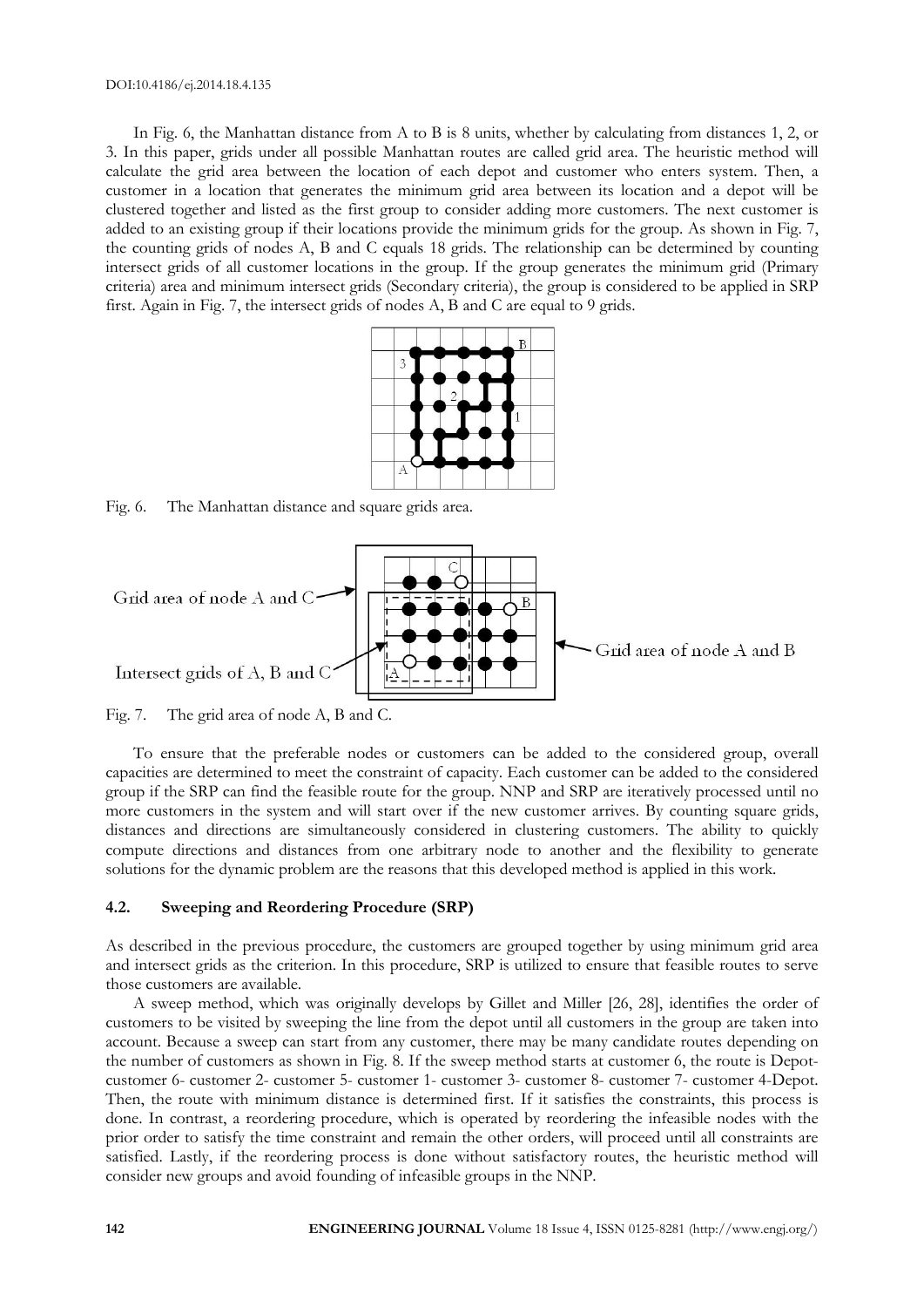In Fig. 6, the Manhattan distance from A to B is 8 units, whether by calculating from distances 1, 2, or 3. In this paper, grids under all possible Manhattan routes are called grid area. The heuristic method will calculate the grid area between the location of each depot and customer who enters system. Then, a customer in a location that generates the minimum grid area between its location and a depot will be clustered together and listed as the first group to consider adding more customers. The next customer is added to an existing group if their locations provide the minimum grids for the group. As shown in Fig. 7, the counting grids of nodes A, B and C equals 18 grids. The relationship can be determined by counting intersect grids of all customer locations in the group. If the group generates the minimum grid (Primary criteria) area and minimum intersect grids (Secondary criteria), the group is considered to be applied in SRP first. Again in Fig. 7, the intersect grids of nodes A, B and C are equal to 9 grids.

B
3
2
1
A

Fig. 6. The Manhattan distance and square grids area.

C
B
A
Grid area of node A and C
Intersect grids of A, B and C
Grid area of node A and B

Fig. 7. The grid area of node A, B and C.

To ensure that the preferable nodes or customers can be added to the considered group, overall capacities are determined to meet the constraint of capacity. Each customer can be added to the considered group if the SRP can find the feasible route for the group. NNP and SRP are iteratively processed until no more customers in the system and will start over if the new customer arrives. By counting square grids, distances and directions are simultaneously considered in clustering customers. The ability to quickly compute directions and distances from one arbitrary node to another and the flexibility to generate solutions for the dynamic problem are the reasons that this developed method is applied in this work.

### 4.2. Sweeping and Reordering Procedure (SRP)

As described in the previous procedure, the customers are grouped together by using minimum grid area and intersect grids as the criterion. In this procedure, SRP is utilized to ensure that feasible routes to serve those customers are available.

A sweep method, which was originally develops by Gillet and Miller [26, 28], identifies the order of customers to be visited by sweeping the line from the depot until all customers in the group are taken into account. Because a sweep can start from any customer, there may be many candidate routes depending on the number of customers as shown in Fig. 8. If the sweep method starts at customer 6, the route is Depot-customer 6- customer 2- customer 5- customer 1- customer 3- customer 8- customer 7- customer 4-Depot. Then, the route with minimum distance is determined first. If it satisfies the constraints, this process is done. In contrast, a reordering procedure, which is operated by reordering the infeasible nodes with the prior order to satisfy the time constraint and remain the other orders, will proceed until all constraints are satisfied. Lastly, if the reordering process is done without satisfactory routes, the heuristic method will consider new groups and avoid founding of infeasible groups in the NNP.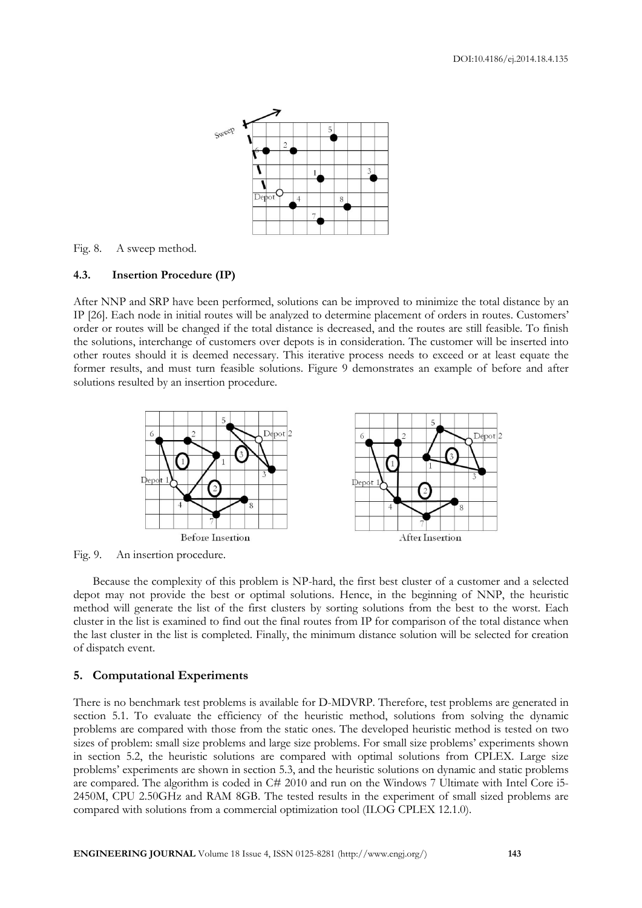Sweep

5

2

6

1

3

Depot

4

8

7

Fig. 8. A sweep method.

### 4.3. Insertion Procedure (IP)

After NNP and SRP have been performed, solutions can be improved to minimize the total distance by an IP [26]. Each node in initial routes will be analyzed to determine placement of orders in routes. Customers' order or routes will be changed if the total distance is decreased, and the routes are still feasible. To finish the solutions, interchange of customers over depots is in consideration. The customer will be inserted into other routes should it is deemed necessary. This iterative process needs to exceed or at least equate the former results, and must turn feasible solutions. Figure 9 demonstrates an example of before and after solutions resulted by an insertion procedure.

Before Insertion

After Insertion

Fig. 9. An insertion procedure.

Because the complexity of this problem is NP-hard, the first best cluster of a customer and a selected depot may not provide the best or optimal solutions. Hence, in the beginning of NNP, the heuristic method will generate the list of the first clusters by sorting solutions from the best to the worst. Each cluster in the list is examined to find out the final routes from IP for comparison of the total distance when the last cluster in the list is completed. Finally, the minimum distance solution will be selected for creation of dispatch event.

## 5. Computational Experiments

There is no benchmark test problems is available for D-MDVRP. Therefore, test problems are generated in section 5.1. To evaluate the efficiency of the heuristic method, solutions from solving the dynamic problems are compared with those from the static ones. The developed heuristic method is tested on two sizes of problem: small size problems and large size problems. For small size problems' experiments shown in section 5.2, the heuristic solutions are compared with optimal solutions from CPLEX. Large size problems' experiments are shown in section 5.3, and the heuristic solutions on dynamic and static problems are compared. The algorithm is coded in C# 2010 and run on the Windows 7 Ultimate with Intel Core i5-2450M, CPU 2.50GHz and RAM 8GB. The tested results in the experiment of small sized problems are compared with solutions from a commercial optimization tool (ILOG CPLEX 12.1.0).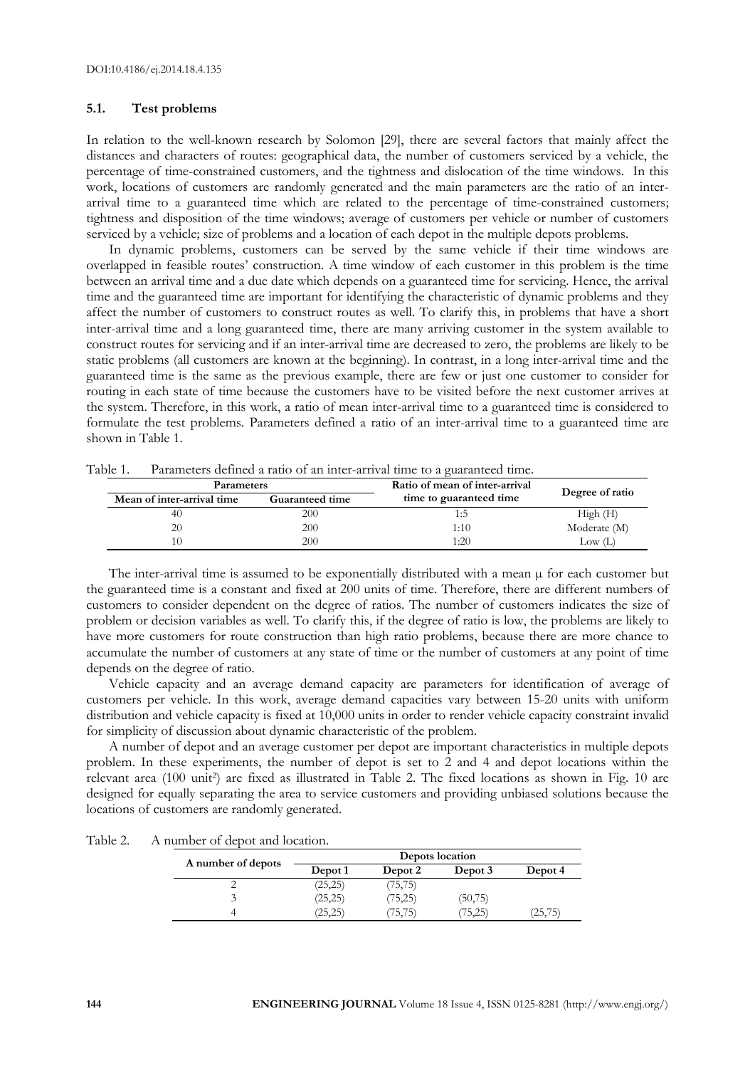### 5.1. Test problems

In relation to the well-known research by Solomon [29], there are several factors that mainly affect the distances and characters of routes: geographical data, the number of customers serviced by a vehicle, the percentage of time-constrained customers, and the tightness and dislocation of the time windows. In this work, locations of customers are randomly generated and the main parameters are the ratio of an inter-arrival time to a guaranteed time which are related to the percentage of time-constrained customers; tightness and disposition of the time windows; average of customers per vehicle or number of customers serviced by a vehicle; size of problems and a location of each depot in the multiple depots problems.

In dynamic problems, customers can be served by the same vehicle if their time windows are overlapped in feasible routes' construction. A time window of each customer in this problem is the time between an arrival time and a due date which depends on a guaranteed time for servicing. Hence, the arrival time and the guaranteed time are important for identifying the characteristic of dynamic problems and they affect the number of customers to construct routes as well. To clarify this, in problems that have a short inter-arrival time and a long guaranteed time, there are many arriving customer in the system available to construct routes for servicing and if an inter-arrival time are decreased to zero, the problems are likely to be static problems (all customers are known at the beginning). In contrast, in a long inter-arrival time and the guaranteed time is the same as the previous example, there are few or just one customer to consider for routing in each state of time because the customers have to be visited before the next customer arrives at the system. Therefore, in this work, a ratio of mean inter-arrival time to a guaranteed time is considered to formulate the test problems. Parameters defined a ratio of an inter-arrival time to a guaranteed time are shown in Table 1.

Table 1. Parameters defined a ratio of an inter-arrival time to a guaranteed time.

| Parameters | | Ratio of mean of inter-arrival time to guaranteed time | Degree of ratio |
|---|---|---|---|
| Mean of inter-arrival time | Guaranteed time | | |
| 40 | 200 | 1:5 | High (H) |
| 20 | 200 | 1:10 | Moderate (M) |
| 10 | 200 | 1:20 | Low (L) |

The inter-arrival time is assumed to be exponentially distributed with a mean $\mu$ for each customer but the guaranteed time is a constant and fixed at 200 units of time. Therefore, there are different numbers of customers to consider dependent on the degree of ratios. The number of customers indicates the size of problem or decision variables as well. To clarify this, if the degree of ratio is low, the problems are likely to have more customers for route construction than high ratio problems, because there are more chance to accumulate the number of customers at any state of time or the number of customers at any point of time depends on the degree of ratio.

Vehicle capacity and an average demand capacity are parameters for identification of average of customers per vehicle. In this work, average demand capacities vary between 15-20 units with uniform distribution and vehicle capacity is fixed at 10,000 units in order to render vehicle capacity constraint invalid for simplicity of discussion about dynamic characteristic of the problem.

A number of depot and an average customer per depot are important characteristics in multiple depots problem. In these experiments, the number of depot is set to 2 and 4 and depot locations within the relevant area (100 unit$^2$) are fixed as illustrated in Table 2. The fixed locations as shown in Fig. 10 are designed for equally separating the area to service customers and providing unbiased solutions because the locations of customers are randomly generated.

Table 2. A number of depot and location.

| A number of depots | Depots location | | | |
|---|---|---|---|---|
| | Depot 1 | Depot 2 | Depot 3 | Depot 4 |
| 2 | (25,25) | (75,75) | | |
| 3 | (25,25) | (75,25) | (50,75) | |
| 4 | (25,25) | (75,75) | (75,25) | (25,75) |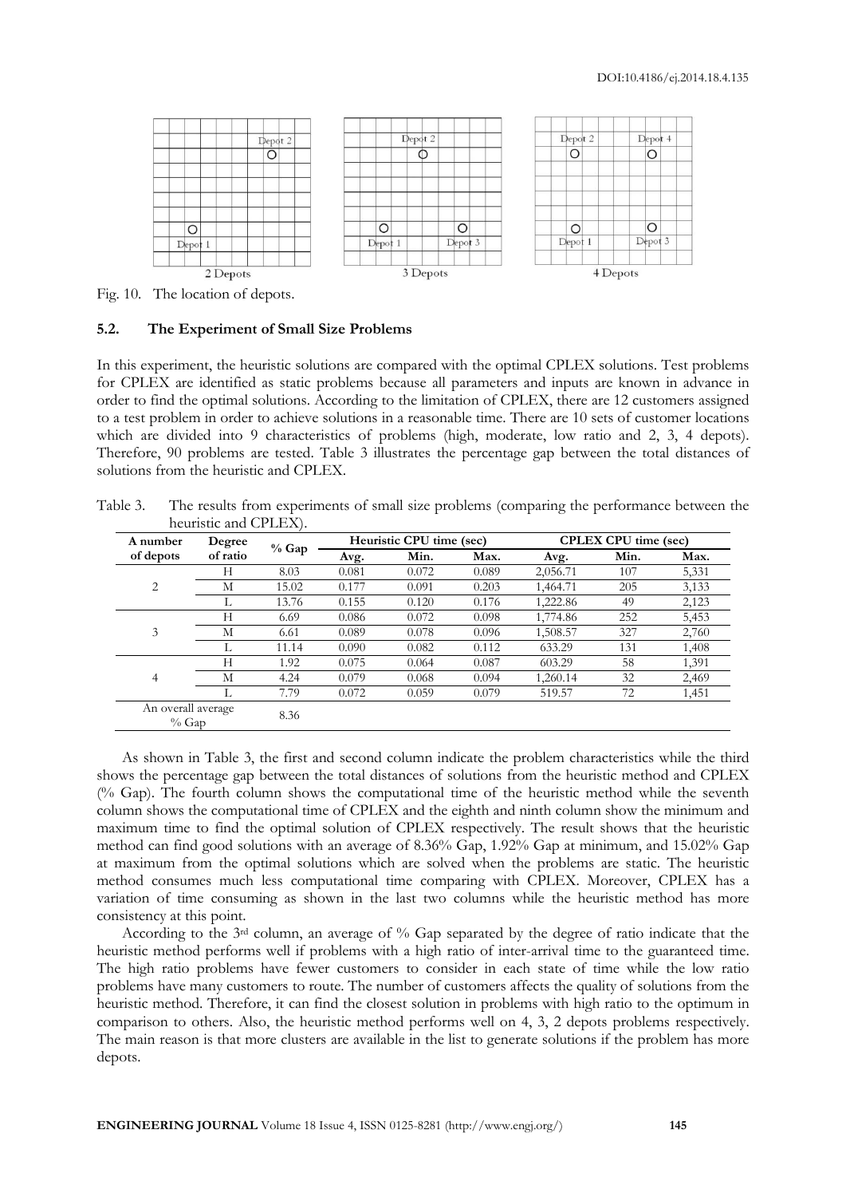2 Depots

3 Depots

4 Depots

Depot 1

Depot 2

Depot 3

Depot 4

Fig. 10. The location of depots.

### 5.2. The Experiment of Small Size Problems

In this experiment, the heuristic solutions are compared with the optimal CPLEX solutions. Test problems for CPLEX are identified as static problems because all parameters and inputs are known in advance in order to find the optimal solutions. According to the limitation of CPLEX, there are 12 customers assigned to a test problem in order to achieve solutions in a reasonable time. There are 10 sets of customer locations which are divided into 9 characteristics of problems (high, moderate, low ratio and 2, 3, 4 depots). Therefore, 90 problems are tested. Table 3 illustrates the percentage gap between the total distances of solutions from the heuristic and CPLEX.

Table 3. The results from experiments of small size problems (comparing the performance between the heuristic and CPLEX).

| A number of depots | Degree of ratio | % Gap | Heuristic CPU time (sec) | | | CPLEX CPU time (sec) | | |
|---|---|---|---|---|---|---|---|---|
| | | | Avg. | Min. | Max. | Avg. | Min. | Max. |
| 2 | H | 8.03 | 0.081 | 0.072 | 0.089 | 2,056.71 | 107 | 5,331 |
| | M | 15.02 | 0.177 | 0.091 | 0.203 | 1,464.71 | 205 | 3,133 |
| | L | 13.76 | 0.155 | 0.120 | 0.176 | 1,222.86 | 49 | 2,123 |
| 3 | H | 6.69 | 0.086 | 0.072 | 0.098 | 1,774.86 | 252 | 5,453 |
| | M | 6.61 | 0.089 | 0.078 | 0.096 | 1,508.57 | 327 | 2,760 |
| | L | 11.14 | 0.090 | 0.082 | 0.112 | 633.29 | 131 | 1,408 |
| 4 | H | 1.92 | 0.075 | 0.064 | 0.087 | 603.29 | 58 | 1,391 |
| | M | 4.24 | 0.079 | 0.068 | 0.094 | 1,260.14 | 32 | 2,469 |
| | L | 7.79 | 0.072 | 0.059 | 0.079 | 519.57 | 72 | 1,451 |
| An overall average % Gap | | 8.36 | | | | | | |

As shown in Table 3, the first and second column indicate the problem characteristics while the third shows the percentage gap between the total distances of solutions from the heuristic method and CPLEX (% Gap). The fourth column shows the computational time of the heuristic method while the seventh column shows the computational time of CPLEX and the eighth and ninth column show the minimum and maximum time to find the optimal solution of CPLEX respectively. The result shows that the heuristic method can find good solutions with an average of 8.36% Gap, 1.92% Gap at minimum, and 15.02% Gap at maximum from the optimal solutions which are solved when the problems are static. The heuristic method consumes much less computational time comparing with CPLEX. Moreover, CPLEX has a variation of time consuming as shown in the last two columns while the heuristic method has more consistency at this point.

According to the 3rd column, an average of % Gap separated by the degree of ratio indicate that the heuristic method performs well if problems with a high ratio of inter-arrival time to the guaranteed time. The high ratio problems have fewer customers to consider in each state of time while the low ratio problems have many customers to route. The number of customers affects the quality of solutions from the heuristic method. Therefore, it can find the closest solution in problems with high ratio to the optimum in comparison to others. Also, the heuristic method performs well on 4, 3, 2 depots problems respectively. The main reason is that more clusters are available in the list to generate solutions if the problem has more depots.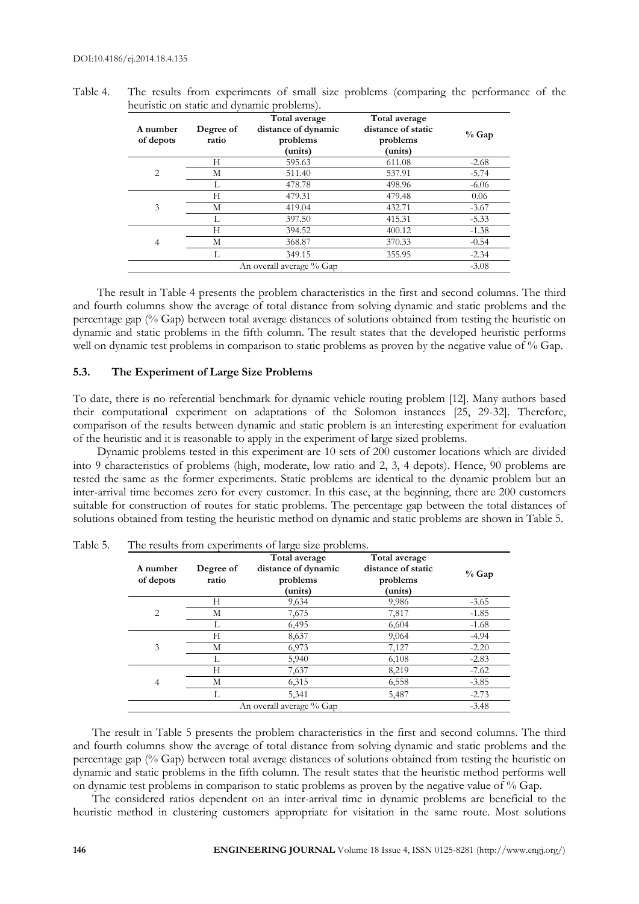Table 4. The results from experiments of small size problems (comparing the performance of the heuristic on static and dynamic problems).

| A number of depots | Degree of ratio | Total average distance of dynamic problems (units) | Total average distance of static problems (units) | % Gap |
|---|---|---|---|---|
| 2 | H | 595.63 | 611.08 | -2.68 |
| | M | 511.40 | 537.91 | -5.74 |
| | L | 478.78 | 498.96 | -6.06 |
| 3 | H | 479.31 | 479.48 | 0.06 |
| | M | 419.04 | 432.71 | -3.67 |
| | L | 397.50 | 415.31 | -5.33 |
| 4 | H | 394.52 | 400.12 | -1.38 |
| | M | 368.87 | 370.33 | -0.54 |
| | L | 349.15 | 355.95 | -2.34 |
| An overall average % Gap | | | | -3.08 |

The result in Table 4 presents the problem characteristics in the first and second columns. The third and fourth columns show the average of total distance from solving dynamic and static problems and the percentage gap (% Gap) between total average distances of solutions obtained from testing the heuristic on dynamic and static problems in the fifth column. The result states that the developed heuristic performs well on dynamic test problems in comparison to static problems as proven by the negative value of % Gap.

### 5.3. The Experiment of Large Size Problems

To date, there is no referential benchmark for dynamic vehicle routing problem [12]. Many authors based their computational experiment on adaptations of the Solomon instances [25, 29-32]. Therefore, comparison of the results between dynamic and static problem is an interesting experiment for evaluation of the heuristic and it is reasonable to apply in the experiment of large sized problems.

Dynamic problems tested in this experiment are 10 sets of 200 customer locations which are divided into 9 characteristics of problems (high, moderate, low ratio and 2, 3, 4 depots). Hence, 90 problems are tested the same as the former experiments. Static problems are identical to the dynamic problem but an inter-arrival time becomes zero for every customer. In this case, at the beginning, there are 200 customers suitable for construction of routes for static problems. The percentage gap between the total distances of solutions obtained from testing the heuristic method on dynamic and static problems are shown in Table 5.

Table 5. The results from experiments of large size problems.

| A number of depots | Degree of ratio | Total average distance of dynamic problems (units) | Total average distance of static problems (units) | % Gap |
|---|---|---|---|---|
| 2 | H | 9,634 | 9,986 | -3.65 |
| | M | 7,675 | 7,817 | -1.85 |
| | L | 6,495 | 6,604 | -1.68 |
| 3 | H | 8,637 | 9,064 | -4.94 |
| | M | 6,973 | 7,127 | -2.20 |
| | L | 5,940 | 6,108 | -2.83 |
| 4 | H | 7,637 | 8,219 | -7.62 |
| | M | 6,315 | 6,558 | -3.85 |
| | L | 5,341 | 5,487 | -2.73 |
| An overall average % Gap | | | | -3.48 |

The result in Table 5 presents the problem characteristics in the first and second columns. The third and fourth columns show the average of total distance from solving dynamic and static problems and the percentage gap (% Gap) between total average distances of solutions obtained from testing the heuristic on dynamic and static problems in the fifth column. The result states that the heuristic method performs well on dynamic test problems in comparison to static problems as proven by the negative value of % Gap.

The considered ratios dependent on an inter-arrival time in dynamic problems are beneficial to the heuristic method in clustering customers appropriate for visitation in the same route. Most solutions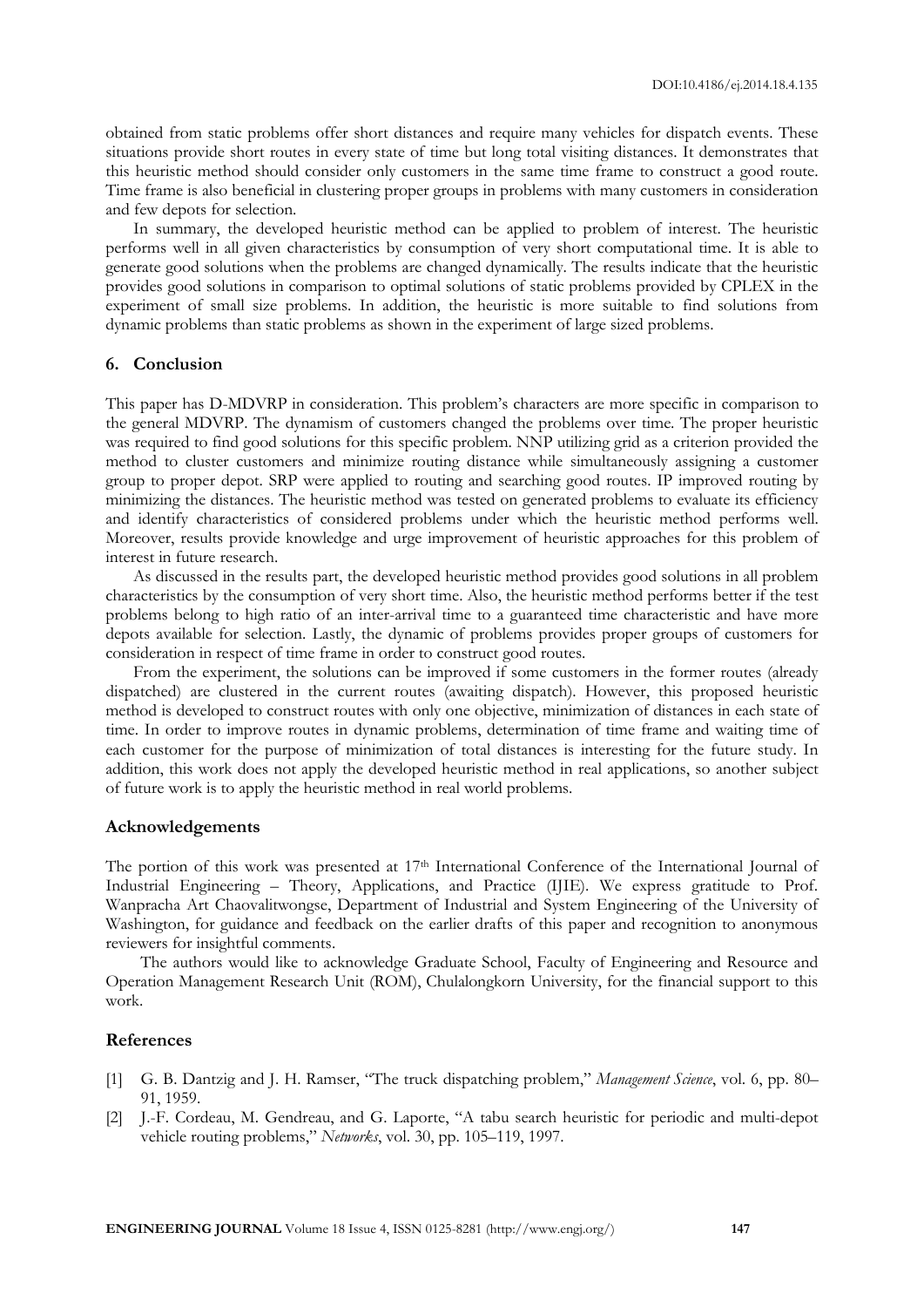obtained from static problems offer short distances and require many vehicles for dispatch events. These situations provide short routes in every state of time but long total visiting distances. It demonstrates that this heuristic method should consider only customers in the same time frame to construct a good route. Time frame is also beneficial in clustering proper groups in problems with many customers in consideration and few depots for selection.

In summary, the developed heuristic method can be applied to problem of interest. The heuristic performs well in all given characteristics by consumption of very short computational time. It is able to generate good solutions when the problems are changed dynamically. The results indicate that the heuristic provides good solutions in comparison to optimal solutions of static problems provided by CPLEX in the experiment of small size problems. In addition, the heuristic is more suitable to find solutions from dynamic problems than static problems as shown in the experiment of large sized problems.

## 6. Conclusion

This paper has D-MDVRP in consideration. This problem's characters are more specific in comparison to the general MDVRP. The dynamism of customers changed the problems over time. The proper heuristic was required to find good solutions for this specific problem. NNP utilizing grid as a criterion provided the method to cluster customers and minimize routing distance while simultaneously assigning a customer group to proper depot. SRP were applied to routing and searching good routes. IP improved routing by minimizing the distances. The heuristic method was tested on generated problems to evaluate its efficiency and identify characteristics of considered problems under which the heuristic method performs well. Moreover, results provide knowledge and urge improvement of heuristic approaches for this problem of interest in future research.

As discussed in the results part, the developed heuristic method provides good solutions in all problem characteristics by the consumption of very short time. Also, the heuristic method performs better if the test problems belong to high ratio of an inter-arrival time to a guaranteed time characteristic and have more depots available for selection. Lastly, the dynamic of problems provides proper groups of customers for consideration in respect of time frame in order to construct good routes.

From the experiment, the solutions can be improved if some customers in the former routes (already dispatched) are clustered in the current routes (awaiting dispatch). However, this proposed heuristic method is developed to construct routes with only one objective, minimization of distances in each state of time. In order to improve routes in dynamic problems, determination of time frame and waiting time of each customer for the purpose of minimization of total distances is interesting for the future study. In addition, this work does not apply the developed heuristic method in real applications, so another subject of future work is to apply the heuristic method in real world problems.

### Acknowledgements

The portion of this work was presented at 17th International Conference of the International Journal of Industrial Engineering – Theory, Applications, and Practice (IJIE). We express gratitude to Prof. Wanpracha Art Chaovalitwongse, Department of Industrial and System Engineering of the University of Washington, for guidance and feedback on the earlier drafts of this paper and recognition to anonymous reviewers for insightful comments.

The authors would like to acknowledge Graduate School, Faculty of Engineering and Resource and Operation Management Research Unit (ROM), Chulalongkorn University, for the financial support to this work.

### References

[1] G. B. Dantzig and J. H. Ramser, "The truck dispatching problem," *Management Science*, vol. 6, pp. 80–91, 1959.

[2] J.-F. Cordeau, M. Gendreau, and G. Laporte, "A tabu search heuristic for periodic and multi-depot vehicle routing problems," *Networks*, vol. 30, pp. 105–119, 1997.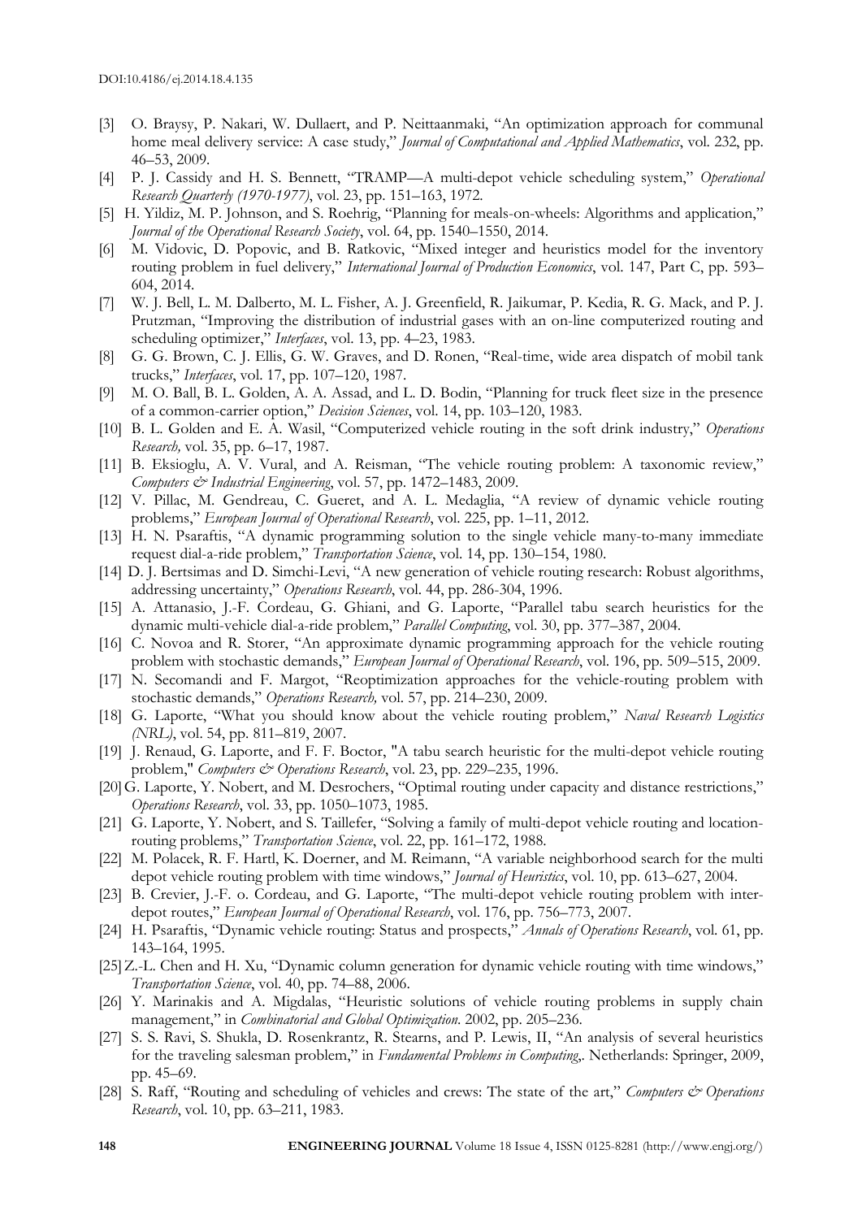[3] O. Braysy, P. Nakari, W. Dullaert, and P. Neittaanmaki, "An optimization approach for communal home meal delivery service: A case study," *Journal of Computational and Applied Mathematics*, vol. 232, pp. 46–53, 2009.

[4] P. J. Cassidy and H. S. Bennett, "TRAMP—A multi-depot vehicle scheduling system," *Operational Research Quarterly (1970-1977)*, vol. 23, pp. 151–163, 1972.

[5] H. Yildiz, M. P. Johnson, and S. Roehrig, "Planning for meals-on-wheels: Algorithms and application," *Journal of the Operational Research Society*, vol. 64, pp. 1540–1550, 2014.

[6] M. Vidovic, D. Popovic, and B. Ratkovic, "Mixed integer and heuristics model for the inventory routing problem in fuel delivery," *International Journal of Production Economics*, vol. 147, Part C, pp. 593–604, 2014.

[7] W. J. Bell, L. M. Dalberto, M. L. Fisher, A. J. Greenfield, R. Jaikumar, P. Kedia, R. G. Mack, and P. J. Prutzman, "Improving the distribution of industrial gases with an on-line computerized routing and scheduling optimizer," *Interfaces*, vol. 13, pp. 4–23, 1983.

[8] G. G. Brown, C. J. Ellis, G. W. Graves, and D. Ronen, "Real-time, wide area dispatch of mobil tank trucks," *Interfaces*, vol. 17, pp. 107–120, 1987.

[9] M. O. Ball, B. L. Golden, A. A. Assad, and L. D. Bodin, "Planning for truck fleet size in the presence of a common-carrier option," *Decision Sciences*, vol. 14, pp. 103–120, 1983.

[10] B. L. Golden and E. A. Wasil, "Computerized vehicle routing in the soft drink industry," *Operations Research,* vol. 35, pp. 6–17, 1987.

[11] B. Eksioglu, A. V. Vural, and A. Reisman, "The vehicle routing problem: A taxonomic review," *Computers & Industrial Engineering*, vol. 57, pp. 1472–1483, 2009.

[12] V. Pillac, M. Gendreau, C. Gueret, and A. L. Medaglia, "A review of dynamic vehicle routing problems," *European Journal of Operational Research*, vol. 225, pp. 1–11, 2012.

[13] H. N. Psaraftis, "A dynamic programming solution to the single vehicle many-to-many immediate request dial-a-ride problem," *Transportation Science*, vol. 14, pp. 130–154, 1980.

[14] D. J. Bertsimas and D. Simchi-Levi, "A new generation of vehicle routing research: Robust algorithms, addressing uncertainty," *Operations Research*, vol. 44, pp. 286-304, 1996.

[15] A. Attanasio, J.-F. Cordeau, G. Ghiani, and G. Laporte, "Parallel tabu search heuristics for the dynamic multi-vehicle dial-a-ride problem," *Parallel Computing*, vol. 30, pp. 377–387, 2004.

[16] C. Novoa and R. Storer, "An approximate dynamic programming approach for the vehicle routing problem with stochastic demands," *European Journal of Operational Research*, vol. 196, pp. 509–515, 2009.

[17] N. Secomandi and F. Margot, "Reoptimization approaches for the vehicle-routing problem with stochastic demands," *Operations Research,* vol. 57, pp. 214–230, 2009.

[18] G. Laporte, "What you should know about the vehicle routing problem," *Naval Research Logistics (NRL)*, vol. 54, pp. 811–819, 2007.

[19] J. Renaud, G. Laporte, and F. F. Boctor, "A tabu search heuristic for the multi-depot vehicle routing problem," *Computers & Operations Research*, vol. 23, pp. 229–235, 1996.

[20] G. Laporte, Y. Nobert, and M. Desrochers, "Optimal routing under capacity and distance restrictions," *Operations Research*, vol. 33, pp. 1050–1073, 1985.

[21] G. Laporte, Y. Nobert, and S. Taillefer, "Solving a family of multi-depot vehicle routing and location-routing problems," *Transportation Science*, vol. 22, pp. 161–172, 1988.

[22] M. Polacek, R. F. Hartl, K. Doerner, and M. Reimann, "A variable neighborhood search for the multi depot vehicle routing problem with time windows," *Journal of Heuristics*, vol. 10, pp. 613–627, 2004.

[23] B. Crevier, J.-F. o. Cordeau, and G. Laporte, "The multi-depot vehicle routing problem with inter-depot routes," *European Journal of Operational Research*, vol. 176, pp. 756–773, 2007.

[24] H. Psaraftis, "Dynamic vehicle routing: Status and prospects," *Annals of Operations Research*, vol. 61, pp. 143–164, 1995.

[25] Z.-L. Chen and H. Xu, "Dynamic column generation for dynamic vehicle routing with time windows," *Transportation Science*, vol. 40, pp. 74–88, 2006.

[26] Y. Marinakis and A. Migdalas, "Heuristic solutions of vehicle routing problems in supply chain management," in *Combinatorial and Global Optimization*. 2002, pp. 205–236.

[27] S. S. Ravi, S. Shukla, D. Rosenkrantz, R. Stearns, and P. Lewis, II, "An analysis of several heuristics for the traveling salesman problem," in *Fundamental Problems in Computing*,. Netherlands: Springer, 2009, pp. 45–69.

[28] S. Raff, "Routing and scheduling of vehicles and crews: The state of the art," *Computers & Operations Research*, vol. 10, pp. 63–211, 1983.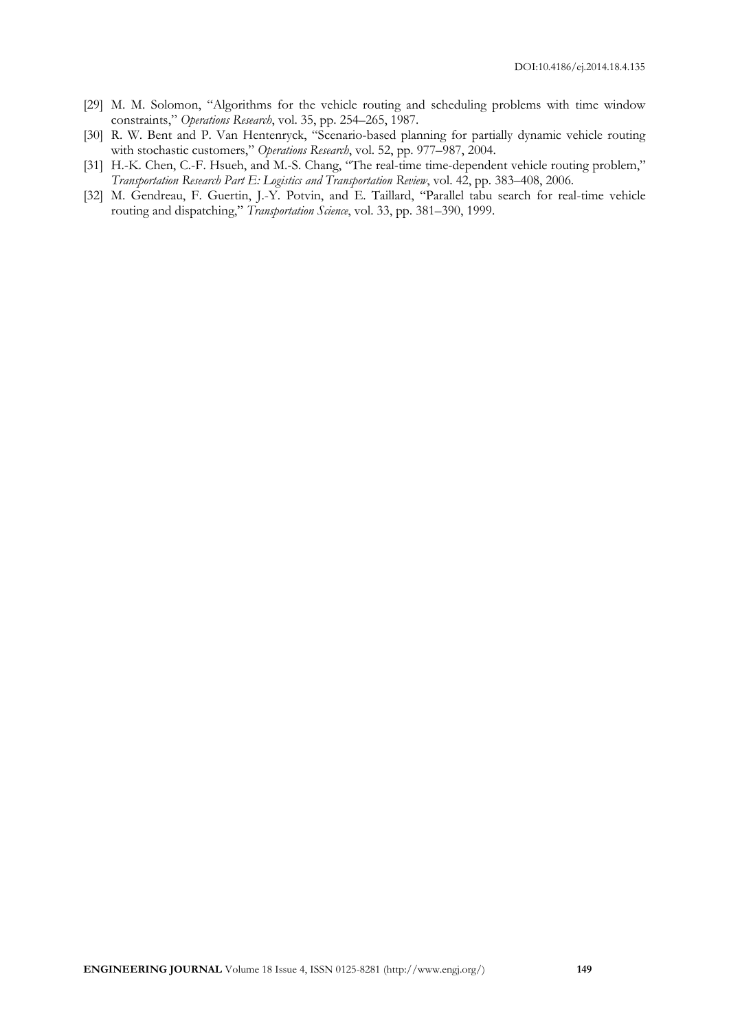[29] M. M. Solomon, "Algorithms for the vehicle routing and scheduling problems with time window constraints," *Operations Research*, vol. 35, pp. 254–265, 1987.

[30] R. W. Bent and P. Van Hentenryck, "Scenario-based planning for partially dynamic vehicle routing with stochastic customers," *Operations Research*, vol. 52, pp. 977–987, 2004.

[31] H.-K. Chen, C.-F. Hsueh, and M.-S. Chang, "The real-time time-dependent vehicle routing problem," *Transportation Research Part E: Logistics and Transportation Review*, vol. 42, pp. 383–408, 2006.

[32] M. Gendreau, F. Guertin, J.-Y. Potvin, and E. Taillard, "Parallel tabu search for real-time vehicle routing and dispatching," *Transportation Science*, vol. 33, pp. 381–390, 1999.